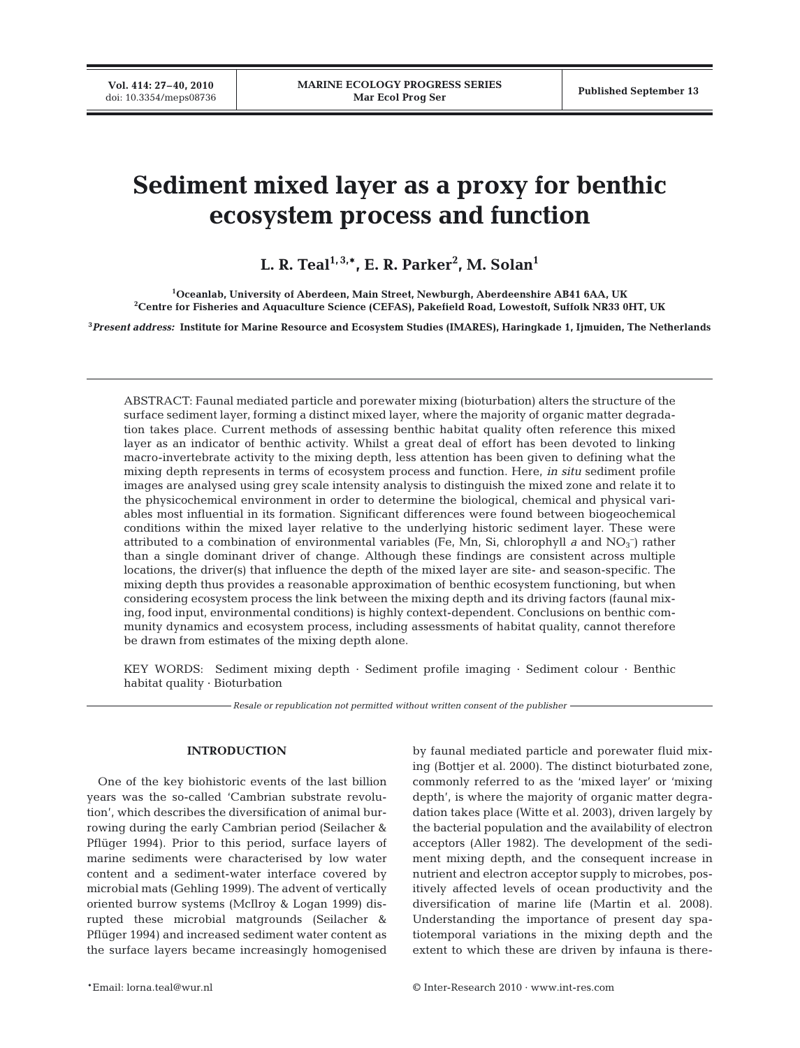# Sediment mixed layer as a proxy for benthic ecosystem process and function

**L. R. Teal[1,3,*], E. R. Parker[2], M. Solan[1]**

[1]Oceanlab, University of Aberdeen, Main Street, Newburgh, Aberdeenshire AB41 6AA, UK
[2]Centre for Fisheries and Aquaculture Science (CEFAS), Pakefield Road, Lowestoft, Suffolk NR33 0HT, UK

[3]*Present address:* Institute for Marine Resource and Ecosystem Studies (IMARES), Haringkade 1, Ijmuiden, The Netherlands

ABSTRACT: Faunal mediated particle and porewater mixing (bioturbation) alters the structure of the surface sediment layer, forming a distinct mixed layer, where the majority of organic matter degradation takes place. Current methods of assessing benthic habitat quality often reference this mixed layer as an indicator of benthic activity. Whilst a great deal of effort has been devoted to linking macro-invertebrate activity to the mixing depth, less attention has been given to defining what the mixing depth represents in terms of ecosystem process and function. Here, *in situ* sediment profile images are analysed using grey scale intensity analysis to distinguish the mixed zone and relate it to the physicochemical environment in order to determine the biological, chemical and physical variables most influential in its formation. Significant differences were found between biogeochemical conditions within the mixed layer relative to the underlying historic sediment layer. These were attributed to a combination of environmental variables (Fe, Mn, Si, chlorophyll *a* and $NO_3^-$) rather than a single dominant driver of change. Although these findings are consistent across multiple locations, the driver(s) that influence the depth of the mixed layer are site- and season-specific. The mixing depth thus provides a reasonable approximation of benthic ecosystem functioning, but when considering ecosystem process the link between the mixing depth and its driving factors (faunal mixing, food input, environmental conditions) is highly context-dependent. Conclusions on benthic community dynamics and ecosystem process, including assessments of habitat quality, cannot therefore be drawn from estimates of the mixing depth alone.

KEY WORDS: Sediment mixing depth · Sediment profile imaging · Sediment colour · Benthic habitat quality · Bioturbation

*Resale or republication not permitted without written consent of the publisher*

## INTRODUCTION

One of the key biohistoric events of the last billion years was the so-called 'Cambrian substrate revolution', which describes the diversification of animal burrowing during the early Cambrian period (Seilacher & Pflüger 1994). Prior to this period, surface layers of marine sediments were characterised by low water content and a sediment-water interface covered by microbial mats (Gehling 1999). The advent of vertically oriented burrow systems (McIlroy & Logan 1999) disrupted these microbial matgrounds (Seilacher & Pflüger 1994) and increased sediment water content as the surface layers became increasingly homogenised by faunal mediated particle and porewater fluid mixing (Bottjer et al. 2000). The distinct bioturbated zone, commonly referred to as the 'mixed layer' or 'mixing depth', is where the majority of organic matter degradation takes place (Witte et al. 2003), driven largely by the bacterial population and the availability of electron acceptors (Aller 1982). The development of the sediment mixing depth, and the consequent increase in nutrient and electron acceptor supply to microbes, positively affected levels of ocean productivity and the diversification of marine life (Martin et al. 2008). Understanding the importance of present day spatiotemporal variations in the mixing depth and the extent to which these are driven by infauna is there-

*Email: lorna.teal@wur.nl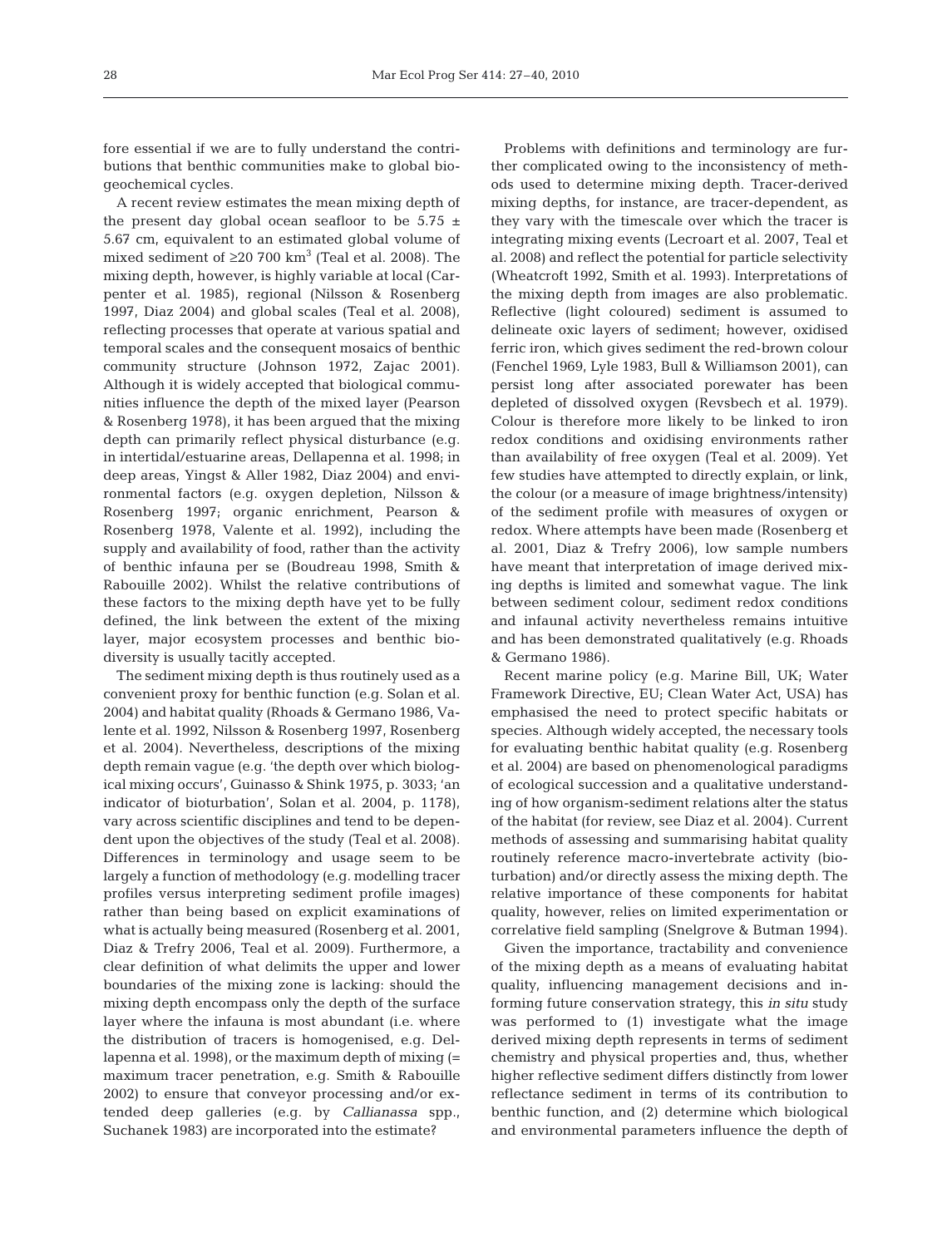fore essential if we are to fully understand the contributions that benthic communities make to global biogeochemical cycles.

A recent review estimates the mean mixing depth of the present day global ocean seafloor to be 5.75 ± 5.67 cm, equivalent to an estimated global volume of mixed sediment of ≥20 700 $km^3$ (Teal et al. 2008). The mixing depth, however, is highly variable at local (Carpenter et al. 1985), regional (Nilsson & Rosenberg 1997, Diaz 2004) and global scales (Teal et al. 2008), reflecting processes that operate at various spatial and temporal scales and the consequent mosaics of benthic community structure (Johnson 1972, Zajac 2001). Although it is widely accepted that biological communities influence the depth of the mixed layer (Pearson & Rosenberg 1978), it has been argued that the mixing depth can primarily reflect physical disturbance (e.g. in intertidal/estuarine areas, Dellapenna et al. 1998; in deep areas, Yingst & Aller 1982, Diaz 2004) and environmental factors (e.g. oxygen depletion, Nilsson & Rosenberg 1997; organic enrichment, Pearson & Rosenberg 1978, Valente et al. 1992), including the supply and availability of food, rather than the activity of benthic infauna per se (Boudreau 1998, Smith & Rabouille 2002). Whilst the relative contributions of these factors to the mixing depth have yet to be fully defined, the link between the extent of the mixing layer, major ecosystem processes and benthic biodiversity is usually tacitly accepted.

The sediment mixing depth is thus routinely used as a convenient proxy for benthic function (e.g. Solan et al. 2004) and habitat quality (Rhoads & Germano 1986, Valente et al. 1992, Nilsson & Rosenberg 1997, Rosenberg et al. 2004). Nevertheless, descriptions of the mixing depth remain vague (e.g. 'the depth over which biological mixing occurs', Guinasso & Shink 1975, p. 3033; 'an indicator of bioturbation', Solan et al. 2004, p. 1178), vary across scientific disciplines and tend to be dependent upon the objectives of the study (Teal et al. 2008). Differences in terminology and usage seem to be largely a function of methodology (e.g. modelling tracer profiles versus interpreting sediment profile images) rather than being based on explicit examinations of what is actually being measured (Rosenberg et al. 2001, Diaz & Trefry 2006, Teal et al. 2009). Furthermore, a clear definition of what delimits the upper and lower boundaries of the mixing zone is lacking: should the mixing depth encompass only the depth of the surface layer where the infauna is most abundant (i.e. where the distribution of tracers is homogenised, e.g. Dellapenna et al. 1998), or the maximum depth of mixing (= maximum tracer penetration, e.g. Smith & Rabouille 2002) to ensure that conveyor processing and/or extended deep galleries (e.g. by *Callianassa* spp., Suchanek 1983) are incorporated into the estimate?

Problems with definitions and terminology are further complicated owing to the inconsistency of methods used to determine mixing depth. Tracer-derived mixing depths, for instance, are tracer-dependent, as they vary with the timescale over which the tracer is integrating mixing events (Lecroart et al. 2007, Teal et al. 2008) and reflect the potential for particle selectivity (Wheatcroft 1992, Smith et al. 1993). Interpretations of the mixing depth from images are also problematic. Reflective (light coloured) sediment is assumed to delineate oxic layers of sediment; however, oxidised ferric iron, which gives sediment the red-brown colour (Fenchel 1969, Lyle 1983, Bull & Williamson 2001), can persist long after associated porewater has been depleted of dissolved oxygen (Revsbech et al. 1979). Colour is therefore more likely to be linked to iron redox conditions and oxidising environments rather than availability of free oxygen (Teal et al. 2009). Yet few studies have attempted to directly explain, or link, the colour (or a measure of image brightness/intensity) of the sediment profile with measures of oxygen or redox. Where attempts have been made (Rosenberg et al. 2001, Diaz & Trefry 2006), low sample numbers have meant that interpretation of image derived mixing depths is limited and somewhat vague. The link between sediment colour, sediment redox conditions and infaunal activity nevertheless remains intuitive and has been demonstrated qualitatively (e.g. Rhoads & Germano 1986).

Recent marine policy (e.g. Marine Bill, UK; Water Framework Directive, EU; Clean Water Act, USA) has emphasised the need to protect specific habitats or species. Although widely accepted, the necessary tools for evaluating benthic habitat quality (e.g. Rosenberg et al. 2004) are based on phenomenological paradigms of ecological succession and a qualitative understanding of how organism-sediment relations alter the status of the habitat (for review, see Diaz et al. 2004). Current methods of assessing and summarising habitat quality routinely reference macro-invertebrate activity (bioturbation) and/or directly assess the mixing depth. The relative importance of these components for habitat quality, however, relies on limited experimentation or correlative field sampling (Snelgrove & Butman 1994).

Given the importance, tractability and convenience of the mixing depth as a means of evaluating habitat quality, influencing management decisions and informing future conservation strategy, this *in situ* study was performed to (1) investigate what the image derived mixing depth represents in terms of sediment chemistry and physical properties and, thus, whether higher reflective sediment differs distinctly from lower reflectance sediment in terms of its contribution to benthic function, and (2) determine which biological and environmental parameters influence the depth of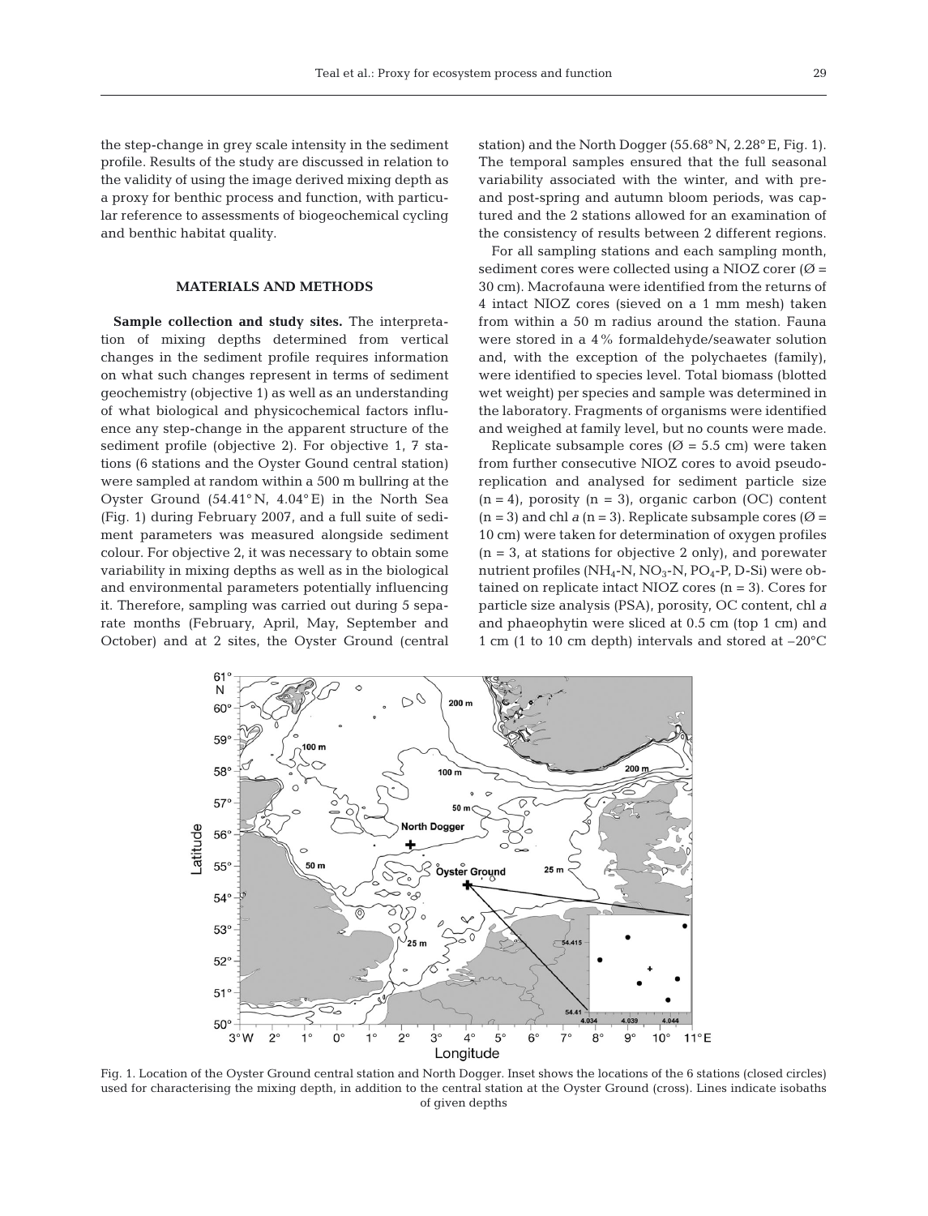the step-change in grey scale intensity in the sediment profile. Results of the study are discussed in relation to the validity of using the image derived mixing depth as a proxy for benthic process and function, with particular reference to assessments of biogeochemical cycling and benthic habitat quality.

## MATERIALS AND METHODS

**Sample collection and study sites.** The interpretation of mixing depths determined from vertical changes in the sediment profile requires information on what such changes represent in terms of sediment geochemistry (objective 1) as well as an understanding of what biological and physicochemical factors influence any step-change in the apparent structure of the sediment profile (objective 2). For objective 1, 7 stations (6 stations and the Oyster Gound central station) were sampled at random within a 500 m bullring at the Oyster Ground (54.41° N, 4.04° E) in the North Sea (Fig. 1) during February 2007, and a full suite of sediment parameters was measured alongside sediment colour. For objective 2, it was necessary to obtain some variability in mixing depths as well as in the biological and environmental parameters potentially influencing it. Therefore, sampling was carried out during 5 separate months (February, April, May, September and October) and at 2 sites, the Oyster Ground (central station) and the North Dogger (55.68° N, 2.28° E, Fig. 1). The temporal samples ensured that the full seasonal variability associated with the winter, and with pre- and post-spring and autumn bloom periods, was captured and the 2 stations allowed for an examination of the consistency of results between 2 different regions.

For all sampling stations and each sampling month, sediment cores were collected using a NIOZ corer (Ø = 30 cm). Macrofauna were identified from the returns of 4 intact NIOZ cores (sieved on a 1 mm mesh) taken from within a 50 m radius around the station. Fauna were stored in a 4% formaldehyde/seawater solution and, with the exception of the polychaetes (family), were identified to species level. Total biomass (blotted wet weight) per species and sample was determined in the laboratory. Fragments of organisms were identified and weighed at family level, but no counts were made.

Replicate subsample cores (Ø = 5.5 cm) were taken from further consecutive NIOZ cores to avoid pseudoreplication and analysed for sediment particle size (n = 4), porosity (n = 3), organic carbon (OC) content (n = 3) and chl *a* (n = 3). Replicate subsample cores (Ø = 10 cm) were taken for determination of oxygen profiles (n = 3, at stations for objective 2 only), and porewater nutrient profiles ($NH_4$-N, $NO_3$-N, $PO_4$-P, D-Si) were obtained on replicate intact NIOZ cores (n = 3). Cores for particle size analysis (PSA), porosity, OC content, chl *a* and phaeophytin were sliced at 0.5 cm (top 1 cm) and 1 cm (1 to 10 cm depth) intervals and stored at −20°C

Fig. 1. Location of the Oyster Ground central station and North Dogger. Inset shows the locations of the 6 stations (closed circles) used for characterising the mixing depth, in addition to the central station at the Oyster Ground (cross). Lines indicate isobaths of given depths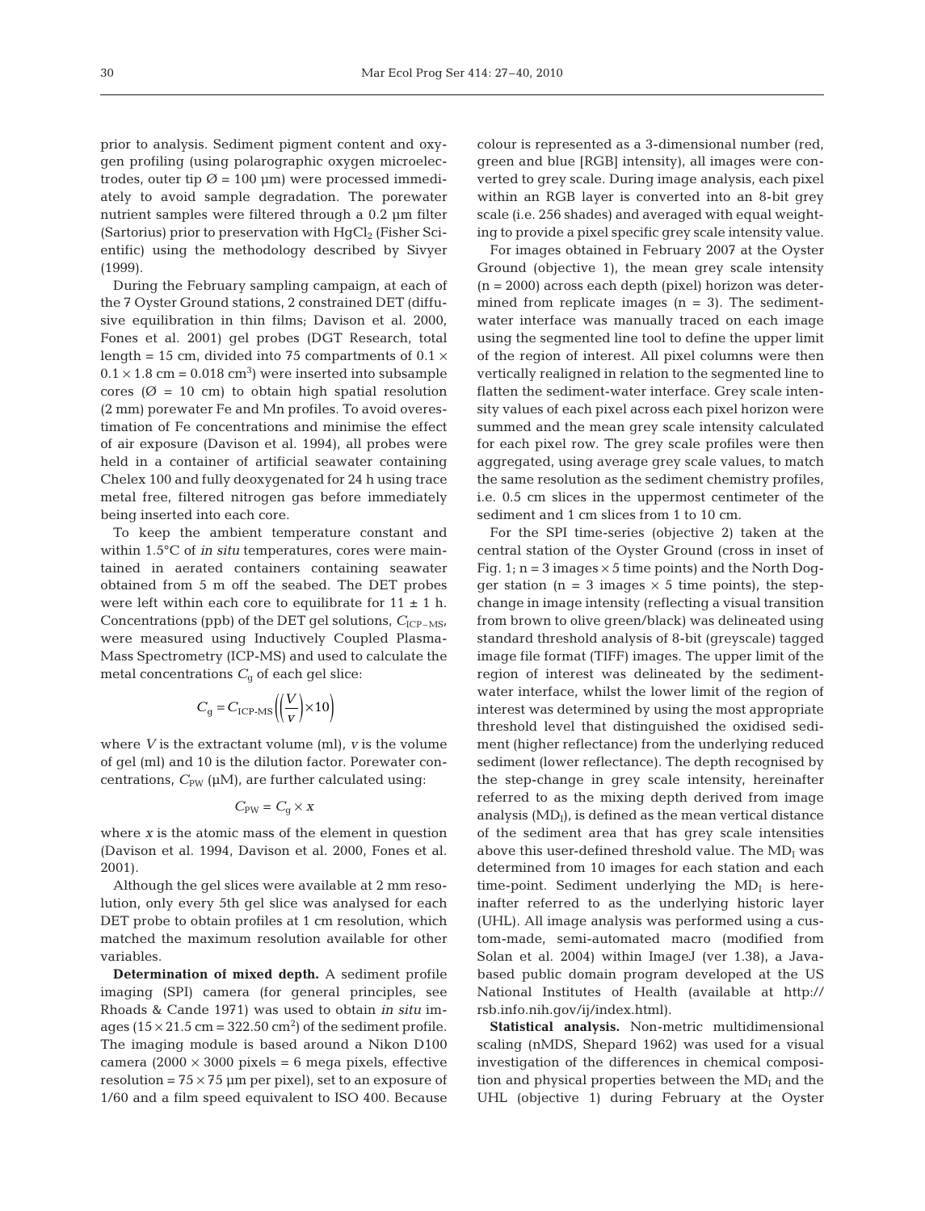prior to analysis. Sediment pigment content and oxygen profiling (using polarographic oxygen microelectrodes, outer tip Ø = 100 µm) were processed immediately to avoid sample degradation. The porewater nutrient samples were filtered through a 0.2 µm filter (Sartorius) prior to preservation with $HgCl_2$ (Fisher Scientific) using the methodology described by Sivyer (1999).

During the February sampling campaign, at each of the 7 Oyster Ground stations, 2 constrained DET (diffusive equilibration in thin films; Davison et al. 2000, Fones et al. 2001) gel probes (DGT Research, total length = 15 cm, divided into 75 compartments of $0.1 \times 0.1 \times 1.8$ cm = 0.018 cm$^3$) were inserted into subsample cores (Ø = 10 cm) to obtain high spatial resolution (2 mm) porewater Fe and Mn profiles. To avoid overestimation of Fe concentrations and minimise the effect of air exposure (Davison et al. 1994), all probes were held in a container of artificial seawater containing Chelex 100 and fully deoxygenated for 24 h using trace metal free, filtered nitrogen gas before immediately being inserted into each core.

To keep the ambient temperature constant and within 1.5°C of *in situ* temperatures, cores were maintained in aerated containers containing seawater obtained from 5 m off the seabed. The DET probes were left within each core to equilibrate for 11 ± 1 h. Concentrations (ppb) of the DET gel solutions, $C_{\text{ICP-MS}}$, were measured using Inductively Coupled Plasma-Mass Spectrometry (ICP-MS) and used to calculate the metal concentrations $C_g$ of each gel slice:

$$C_g = C_{\text{ICP-MS}}\left(\left(\frac{V}{v}\right) \times 10\right)$$

where $V$ is the extractant volume (ml), $v$ is the volume of gel (ml) and 10 is the dilution factor. Porewater concentrations, $C_{PW}$ (µM), are further calculated using:

$$C_{PW} = C_g \times x$$

where $x$ is the atomic mass of the element in question (Davison et al. 1994, Davison et al. 2000, Fones et al. 2001).

Although the gel slices were available at 2 mm resolution, only every 5th gel slice was analysed for each DET probe to obtain profiles at 1 cm resolution, which matched the maximum resolution available for other variables.

**Determination of mixed depth.** A sediment profile imaging (SPI) camera (for general principles, see Rhoads & Cande 1971) was used to obtain *in situ* images ($15 \times 21.5$ cm = 322.50 cm$^2$) of the sediment profile. The imaging module is based around a Nikon D100 camera ($2000 \times 3000$ pixels = 6 mega pixels, effective resolution = $75 \times 75$ µm per pixel), set to an exposure of 1/60 and a film speed equivalent to ISO 400. Because colour is represented as a 3-dimensional number (red, green and blue [RGB] intensity), all images were converted to grey scale. During image analysis, each pixel within an RGB layer is converted into an 8-bit grey scale (i.e. 256 shades) and averaged with equal weighting to provide a pixel specific grey scale intensity value.

For images obtained in February 2007 at the Oyster Ground (objective 1), the mean grey scale intensity (n = 2000) across each depth (pixel) horizon was determined from replicate images (n = 3). The sediment-water interface was manually traced on each image using the segmented line tool to define the upper limit of the region of interest. All pixel columns were then vertically realigned in relation to the segmented line to flatten the sediment-water interface. Grey scale intensity values of each pixel across each pixel horizon were summed and the mean grey scale intensity calculated for each pixel row. The grey scale profiles were then aggregated, using average grey scale values, to match the same resolution as the sediment chemistry profiles, i.e. 0.5 cm slices in the uppermost centimeter of the sediment and 1 cm slices from 1 to 10 cm.

For the SPI time-series (objective 2) taken at the central station of the Oyster Ground (cross in inset of Fig. 1; n = 3 images × 5 time points) and the North Dogger station (n = 3 images × 5 time points), the step-change in image intensity (reflecting a visual transition from brown to olive green/black) was delineated using standard threshold analysis of 8-bit (greyscale) tagged image file format (TIFF) images. The upper limit of the region of interest was delineated by the sediment-water interface, whilst the lower limit of the region of interest was determined by using the most appropriate threshold level that distinguished the oxidised sediment (higher reflectance) from the underlying reduced sediment (lower reflectance). The depth recognised by the step-change in grey scale intensity, hereinafter referred to as the mixing depth derived from image analysis ($MD_I$), is defined as the mean vertical distance of the sediment area that has grey scale intensities above this user-defined threshold value. The $MD_I$ was determined from 10 images for each station and each time-point. Sediment underlying the $MD_I$ is hereinafter referred to as the underlying historic layer (UHL). All image analysis was performed using a custom-made, semi-automated macro (modified from Solan et al. 2004) within ImageJ (ver 1.38), a Java-based public domain program developed at the US National Institutes of Health (available at http://rsb.info.nih.gov/ij/index.html).

**Statistical analysis.** Non-metric multidimensional scaling (nMDS, Shepard 1962) was used for a visual investigation of the differences in chemical composition and physical properties between the $MD_I$ and the UHL (objective 1) during February at the Oyster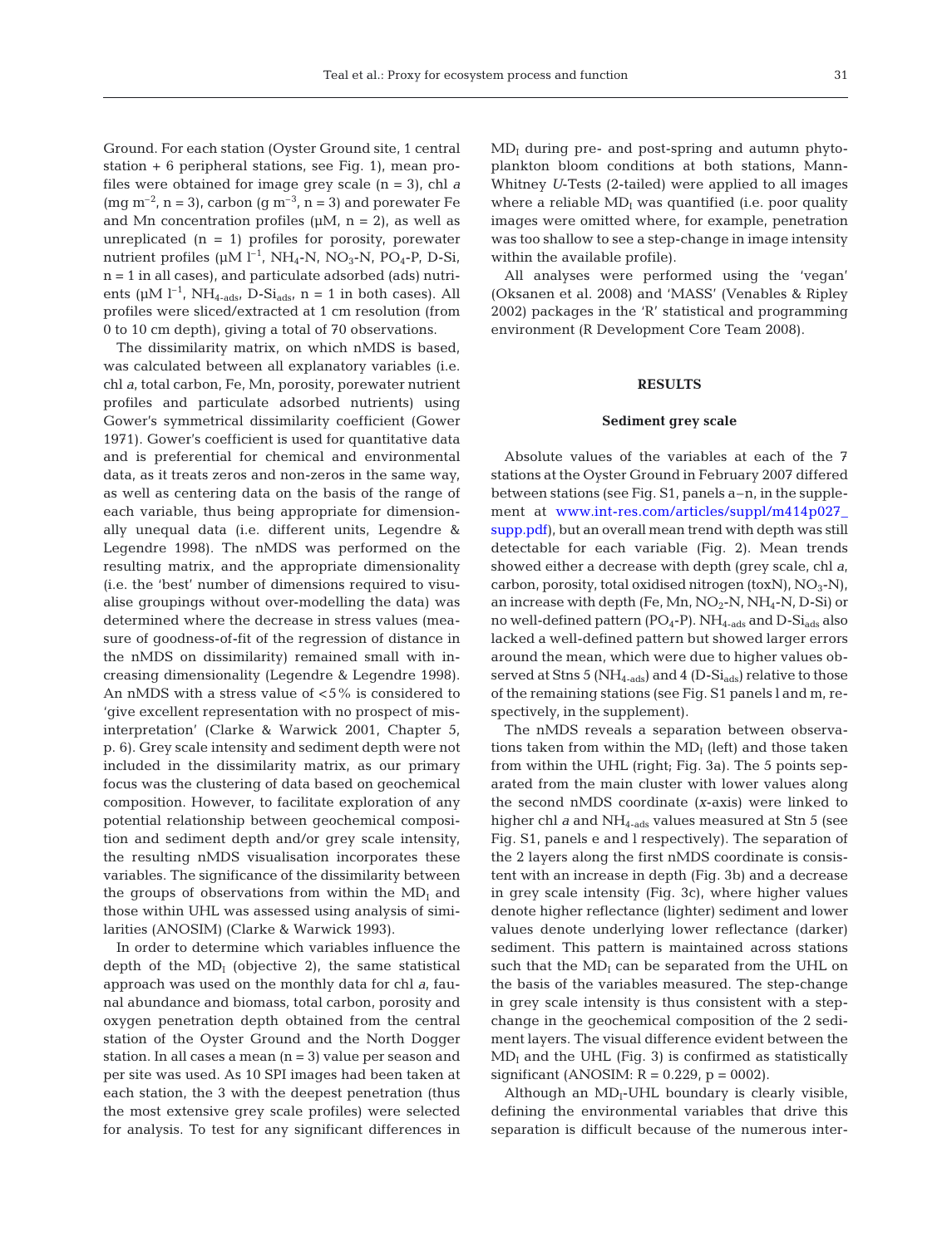Ground. For each station (Oyster Ground site, 1 central station + 6 peripheral stations, see Fig. 1), mean profiles were obtained for image grey scale (n = 3), chl *a* (mg $m^{-2}$, n = 3), carbon (g $m^{-3}$, n = 3) and porewater Fe and Mn concentration profiles (µM, n = 2), as well as unreplicated (n = 1) profiles for porosity, porewater nutrient profiles (µM $l^{-1}$, $NH_4$-N, $NO_3$-N, $PO_4$-P, D-Si, n = 1 in all cases), and particulate adsorbed (ads) nutrients (µM $l^{-1}$, $NH_{4\text{-ads}}$, D-$Si_{ads}$, n = 1 in both cases). All profiles were sliced/extracted at 1 cm resolution (from 0 to 10 cm depth), giving a total of 70 observations.

The dissimilarity matrix, on which nMDS is based, was calculated between all explanatory variables (i.e. chl *a*, total carbon, Fe, Mn, porosity, porewater nutrient profiles and particulate adsorbed nutrients) using Gower's symmetrical dissimilarity coefficient (Gower 1971). Gower's coefficient is used for quantitative data and is preferential for chemical and environmental data, as it treats zeros and non-zeros in the same way, as well as centering data on the basis of the range of each variable, thus being appropriate for dimensionally unequal data (i.e. different units, Legendre & Legendre 1998). The nMDS was performed on the resulting matrix, and the appropriate dimensionality (i.e. the 'best' number of dimensions required to visualise groupings without over-modelling the data) was determined where the decrease in stress values (measure of goodness-of-fit of the regression of distance in the nMDS on dissimilarity) remained small with increasing dimensionality (Legendre & Legendre 1998). An nMDS with a stress value of <5% is considered to 'give excellent representation with no prospect of misinterpretation' (Clarke & Warwick 2001, Chapter 5, p. 6). Grey scale intensity and sediment depth were not included in the dissimilarity matrix, as our primary focus was the clustering of data based on geochemical composition. However, to facilitate exploration of any potential relationship between geochemical composition and sediment depth and/or grey scale intensity, the resulting nMDS visualisation incorporates these variables. The significance of the dissimilarity between the groups of observations from within the $MD_I$ and those within UHL was assessed using analysis of similarities (ANOSIM) (Clarke & Warwick 1993).

In order to determine which variables influence the depth of the $MD_I$ (objective 2), the same statistical approach was used on the monthly data for chl *a*, faunal abundance and biomass, total carbon, porosity and oxygen penetration depth obtained from the central station of the Oyster Ground and the North Dogger station. In all cases a mean (n = 3) value per season and per site was used. As 10 SPI images had been taken at each station, the 3 with the deepest penetration (thus the most extensive grey scale profiles) were selected for analysis. To test for any significant differences in $MD_I$ during pre- and post-spring and autumn phytoplankton bloom conditions at both stations, Mann-Whitney *U*-Tests (2-tailed) were applied to all images where a reliable $MD_I$ was quantified (i.e. poor quality images were omitted where, for example, penetration was too shallow to see a step-change in image intensity within the available profile).

All analyses were performed using the 'vegan' (Oksanen et al. 2008) and 'MASS' (Venables & Ripley 2002) packages in the 'R' statistical and programming environment (R Development Core Team 2008).

## RESULTS

### Sediment grey scale

Absolute values of the variables at each of the 7 stations at the Oyster Ground in February 2007 differed between stations (see Fig. S1, panels a–n, in the supplement at www.int-res.com/articles/suppl/m414p027_supp.pdf), but an overall mean trend with depth was still detectable for each variable (Fig. 2). Mean trends showed either a decrease with depth (grey scale, chl *a*, carbon, porosity, total oxidised nitrogen (toxN), $NO_3$-N), an increase with depth (Fe, Mn, $NO_2$-N, $NH_4$-N, D-Si) or no well-defined pattern ($PO_4$-P). $NH_{4\text{-ads}}$ and D-$Si_{ads}$ also lacked a well-defined pattern but showed larger errors around the mean, which were due to higher values observed at Stns 5 ($NH_{4\text{-ads}}$) and 4 (D-$Si_{ads}$) relative to those of the remaining stations (see Fig. S1 panels l and m, respectively, in the supplement).

The nMDS reveals a separation between observations taken from within the $MD_I$ (left) and those taken from within the UHL (right; Fig. 3a). The 5 points separated from the main cluster with lower values along the second nMDS coordinate (*x*-axis) were linked to higher chl *a* and $NH_{4\text{-ads}}$ values measured at Stn 5 (see Fig. S1, panels e and l respectively). The separation of the 2 layers along the first nMDS coordinate is consistent with an increase in depth (Fig. 3b) and a decrease in grey scale intensity (Fig. 3c), where higher values denote higher reflectance (lighter) sediment and lower values denote underlying lower reflectance (darker) sediment. This pattern is maintained across stations such that the $MD_I$ can be separated from the UHL on the basis of the variables measured. The step-change in grey scale intensity is thus consistent with a step-change in the geochemical composition of the 2 sediment layers. The visual difference evident between the $MD_I$ and the UHL (Fig. 3) is confirmed as statistically significant (ANOSIM: $R = 0.229$, $p = 0002$).

Although an $MD_I$-UHL boundary is clearly visible, defining the environmental variables that drive this separation is difficult because of the numerous inter-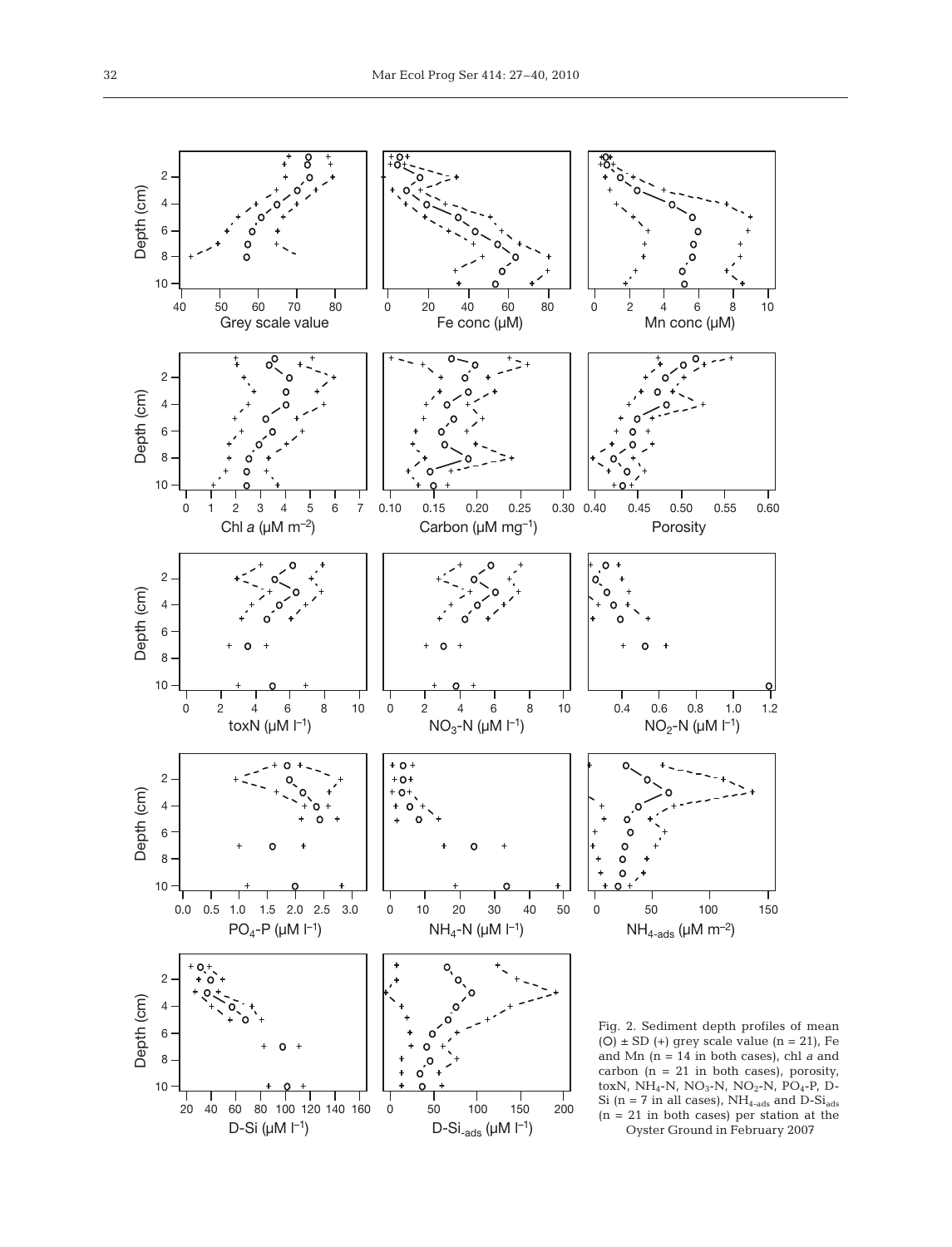Fig. 2. Sediment depth profiles of mean (O) ± SD (+) grey scale value (n = 21), Fe and Mn (n = 14 in both cases), chl *a* and carbon (n = 21 in both cases), porosity, toxN, $NH_4$-N, $NO_3$-N, $NO_2$-N, $PO_4$-P, D-Si (n = 7 in all cases), $NH_{4\text{-ads}}$ and D-$Si_{ads}$ (n = 21 in both cases) per station at the Oyster Ground in February 2007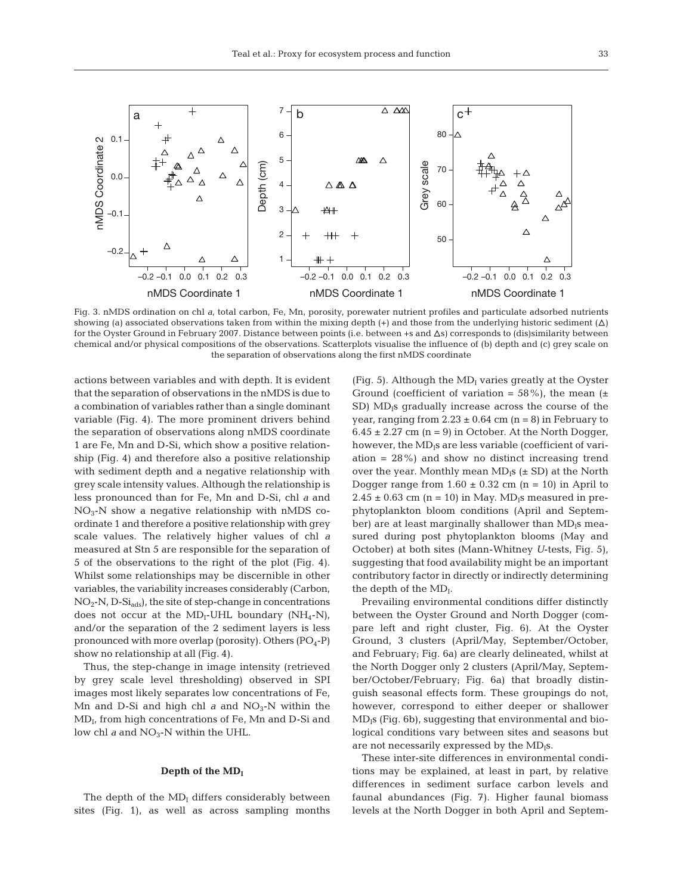Fig. 3. nMDS ordination on chl *a*, total carbon, Fe, Mn, porosity, porewater nutrient profiles and particulate adsorbed nutrients showing (a) associated observations taken from within the mixing depth (+) and those from the underlying historic sediment (Δ) for the Oyster Ground in February 2007. Distance between points (i.e. between +s and Δs) corresponds to (dis)similarity between chemical and/or physical compositions of the observations. Scatterplots visualise the influence of (b) depth and (c) grey scale on the separation of observations along the first nMDS coordinate

actions between variables and with depth. It is evident that the separation of observations in the nMDS is due to a combination of variables rather than a single dominant variable (Fig. 4). The more prominent drivers behind the separation of observations along nMDS coordinate 1 are Fe, Mn and D-Si, which show a positive relationship (Fig. 4) and therefore also a positive relationship with sediment depth and a negative relationship with grey scale intensity values. Although the relationship is less pronounced than for Fe, Mn and D-Si, chl *a* and $NO_3$-N show a negative relationship with nMDS coordinate 1 and therefore a positive relationship with grey scale values. The relatively higher values of chl *a* measured at Stn 5 are responsible for the separation of 5 of the observations to the right of the plot (Fig. 4). Whilst some relationships may be discernible in other variables, the variability increases considerably (Carbon, $NO_2$-N, D-$Si_{ads}$), the site of step-change in concentrations does not occur at the $MD_I$-UHL boundary ($NH_4$-N), and/or the separation of the 2 sediment layers is less pronounced with more overlap (porosity). Others ($PO_4$-P) show no relationship at all (Fig. 4).

Thus, the step-change in image intensity (retrieved by grey scale level thresholding) observed in SPI images most likely separates low concentrations of Fe, Mn and D-Si and high chl *a* and $NO_3$-N within the $MD_I$, from high concentrations of Fe, Mn and D-Si and low chl *a* and $NO_3$-N within the UHL.

### Depth of the $MD_I$

The depth of the $MD_I$ differs considerably between sites (Fig. 1), as well as across sampling months (Fig. 5). Although the $MD_I$ varies greatly at the Oyster Ground (coefficient of variation = 58%), the mean (± SD) $MD_I$s gradually increase across the course of the year, ranging from 2.23 ± 0.64 cm (n = 8) in February to 6.45 ± 2.27 cm (n = 9) in October. At the North Dogger, however, the $MD_I$s are less variable (coefficient of variation = 28%) and show no distinct increasing trend over the year. Monthly mean $MD_I$s (± SD) at the North Dogger range from 1.60 ± 0.32 cm (n = 10) in April to 2.45 ± 0.63 cm (n = 10) in May. $MD_I$s measured in pre-phytoplankton bloom conditions (April and September) are at least marginally shallower than $MD_I$s measured during post phytoplankton blooms (May and October) at both sites (Mann-Whitney *U*-tests, Fig. 5), suggesting that food availability might be an important contributory factor in directly or indirectly determining the depth of the $MD_I$.

Prevailing environmental conditions differ distinctly between the Oyster Ground and North Dogger (compare left and right cluster, Fig. 6). At the Oyster Ground, 3 clusters (April/May, September/October, and February; Fig. 6a) are clearly delineated, whilst at the North Dogger only 2 clusters (April/May, September/October/February; Fig. 6a) that broadly distinguish seasonal effects form. These groupings do not, however, correspond to either deeper or shallower $MD_I$s (Fig. 6b), suggesting that environmental and biological conditions vary between sites and seasons but are not necessarily expressed by the $MD_I$s.

These inter-site differences in environmental conditions may be explained, at least in part, by relative differences in sediment surface carbon levels and faunal abundances (Fig. 7). Higher faunal biomass levels at the North Dogger in both April and Septem-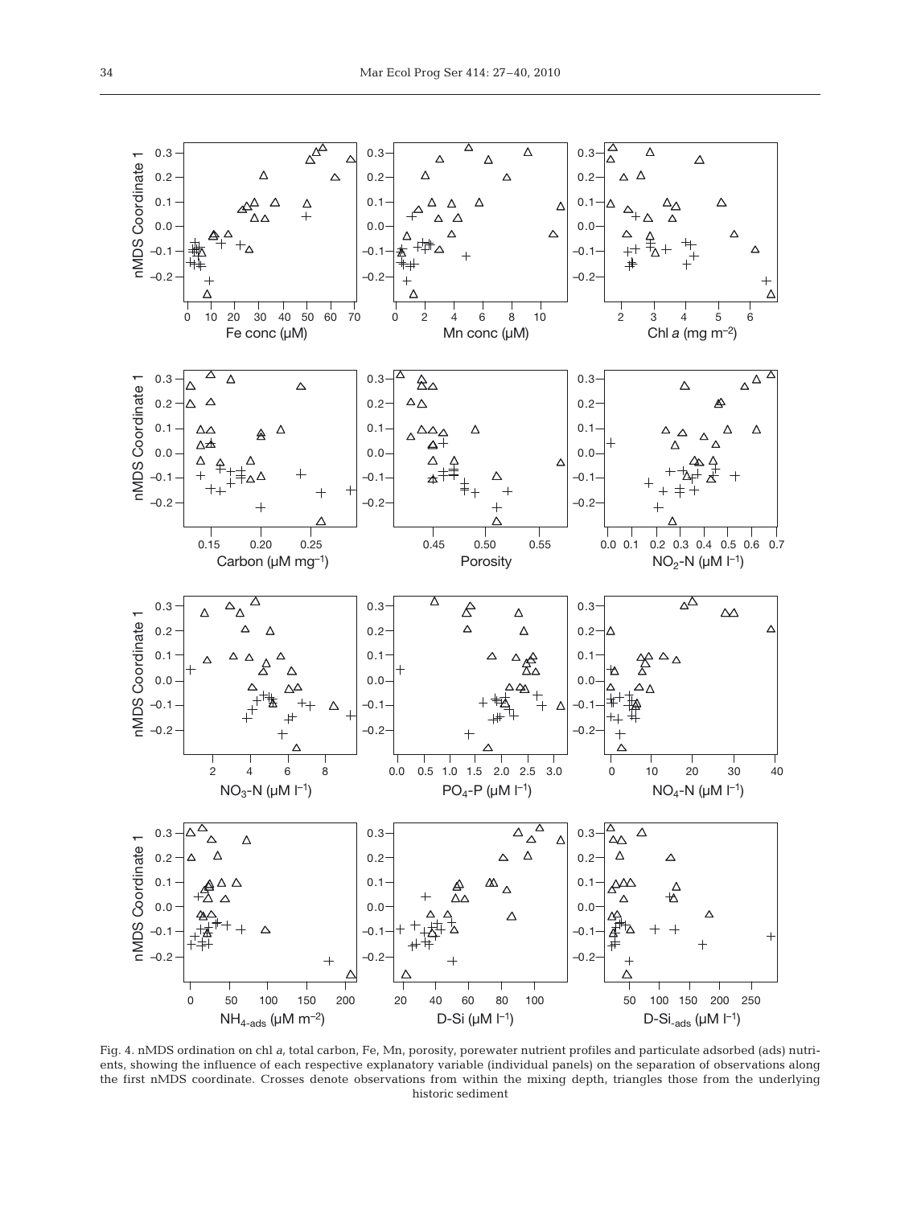Fig. 4. nMDS ordination on chl *a*, total carbon, Fe, Mn, porosity, porewater nutrient profiles and particulate adsorbed (ads) nutrients, showing the influence of each respective explanatory variable (individual panels) on the separation of observations along the first nMDS coordinate. Crosses denote observations from within the mixing depth, triangles those from the underlying historic sediment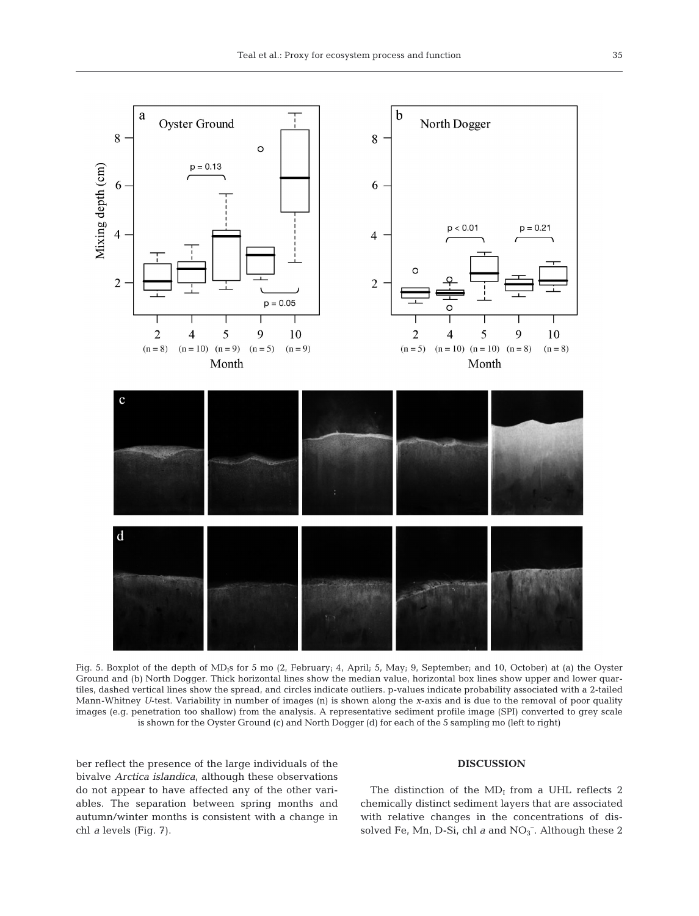Fig. 5. Boxplot of the depth of $MD_I$s for 5 mo (2, February; 4, April; 5, May; 9, September; and 10, October) at (a) the Oyster Ground and (b) North Dogger. Thick horizontal lines show the median value, horizontal box lines show upper and lower quartiles, dashed vertical lines show the spread, and circles indicate outliers. p-values indicate probability associated with a 2-tailed Mann-Whitney *U*-test. Variability in number of images (n) is shown along the *x*-axis and is due to the removal of poor quality images (e.g. penetration too shallow) from the analysis. A representative sediment profile image (SPI) converted to grey scale is shown for the Oyster Ground (c) and North Dogger (d) for each of the 5 sampling mo (left to right)

ber reflect the presence of the large individuals of the bivalve *Arctica islandica*, although these observations do not appear to have affected any of the other variables. The separation between spring months and autumn/winter months is consistent with a change in chl *a* levels (Fig. 7).

## DISCUSSION

The distinction of the $MD_I$ from a UHL reflects 2 chemically distinct sediment layers that are associated with relative changes in the concentrations of dissolved Fe, Mn, D-Si, chl *a* and $NO_3^-$. Although these 2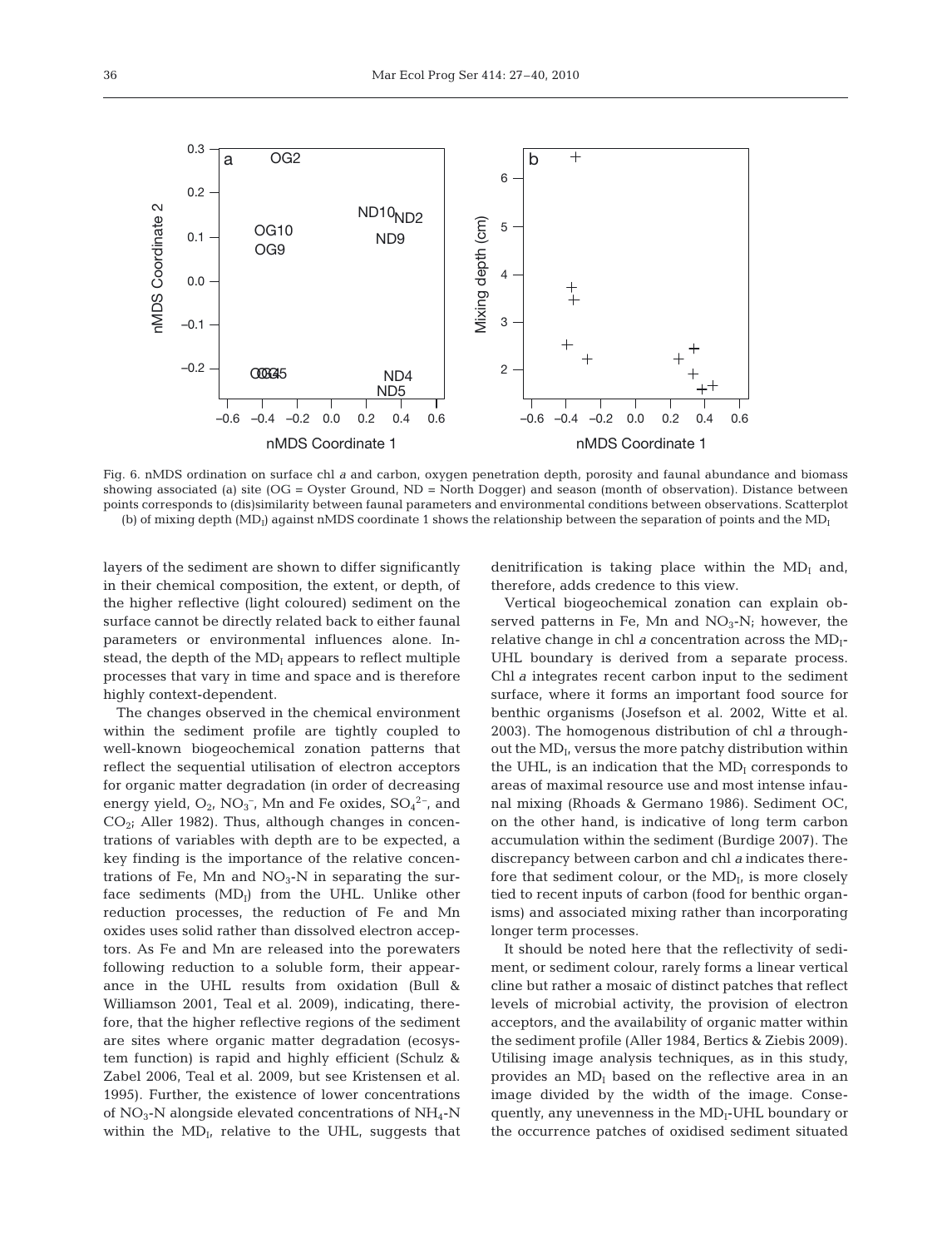Fig. 6. nMDS ordination on surface chl *a* and carbon, oxygen penetration depth, porosity and faunal abundance and biomass showing associated (a) site (OG = Oyster Ground, ND = North Dogger) and season (month of observation). Distance between points corresponds to (dis)similarity between faunal parameters and environmental conditions between observations. Scatterplot (b) of mixing depth ($MD_I$) against nMDS coordinate 1 shows the relationship between the separation of points and the $MD_I$

layers of the sediment are shown to differ significantly in their chemical composition, the extent, or depth, of the higher reflective (light coloured) sediment on the surface cannot be directly related back to either faunal parameters or environmental influences alone. Instead, the depth of the $MD_I$ appears to reflect multiple processes that vary in time and space and is therefore highly context-dependent.

The changes observed in the chemical environment within the sediment profile are tightly coupled to well-known biogeochemical zonation patterns that reflect the sequential utilisation of electron acceptors for organic matter degradation (in order of decreasing energy yield, $O_2$, $NO_3^-$, Mn and Fe oxides, $SO_4^{2-}$, and $CO_2$; Aller 1982). Thus, although changes in concentrations of variables with depth are to be expected, a key finding is the importance of the relative concentrations of Fe, Mn and $NO_3$-N in separating the surface sediments ($MD_I$) from the UHL. Unlike other reduction processes, the reduction of Fe and Mn oxides uses solid rather than dissolved electron acceptors. As Fe and Mn are released into the porewaters following reduction to a soluble form, their appearance in the UHL results from oxidation (Bull & Williamson 2001, Teal et al. 2009), indicating, therefore, that the higher reflective regions of the sediment are sites where organic matter degradation (ecosystem function) is rapid and highly efficient (Schulz & Zabel 2006, Teal et al. 2009, but see Kristensen et al. 1995). Further, the existence of lower concentrations of $NO_3$-N alongside elevated concentrations of $NH_4$-N within the $MD_I$, relative to the UHL, suggests that denitrification is taking place within the $MD_I$ and, therefore, adds credence to this view.

Vertical biogeochemical zonation can explain observed patterns in Fe, Mn and $NO_3$-N; however, the relative change in chl *a* concentration across the $MD_I$-UHL boundary is derived from a separate process. Chl *a* integrates recent carbon input to the sediment surface, where it forms an important food source for benthic organisms (Josefson et al. 2002, Witte et al. 2003). The homogenous distribution of chl *a* throughout the $MD_I$, versus the more patchy distribution within the UHL, is an indication that the $MD_I$ corresponds to areas of maximal resource use and most intense infaunal mixing (Rhoads & Germano 1986). Sediment OC, on the other hand, is indicative of long term carbon accumulation within the sediment (Burdige 2007). The discrepancy between carbon and chl *a* indicates therefore that sediment colour, or the $MD_I$, is more closely tied to recent inputs of carbon (food for benthic organisms) and associated mixing rather than incorporating longer term processes.

It should be noted here that the reflectivity of sediment, or sediment colour, rarely forms a linear vertical cline but rather a mosaic of distinct patches that reflect levels of microbial activity, the provision of electron acceptors, and the availability of organic matter within the sediment profile (Aller 1984, Bertics & Ziebis 2009). Utilising image analysis techniques, as in this study, provides an $MD_I$ based on the reflective area in an image divided by the width of the image. Consequently, any unevenness in the $MD_I$-UHL boundary or the occurrence patches of oxidised sediment situated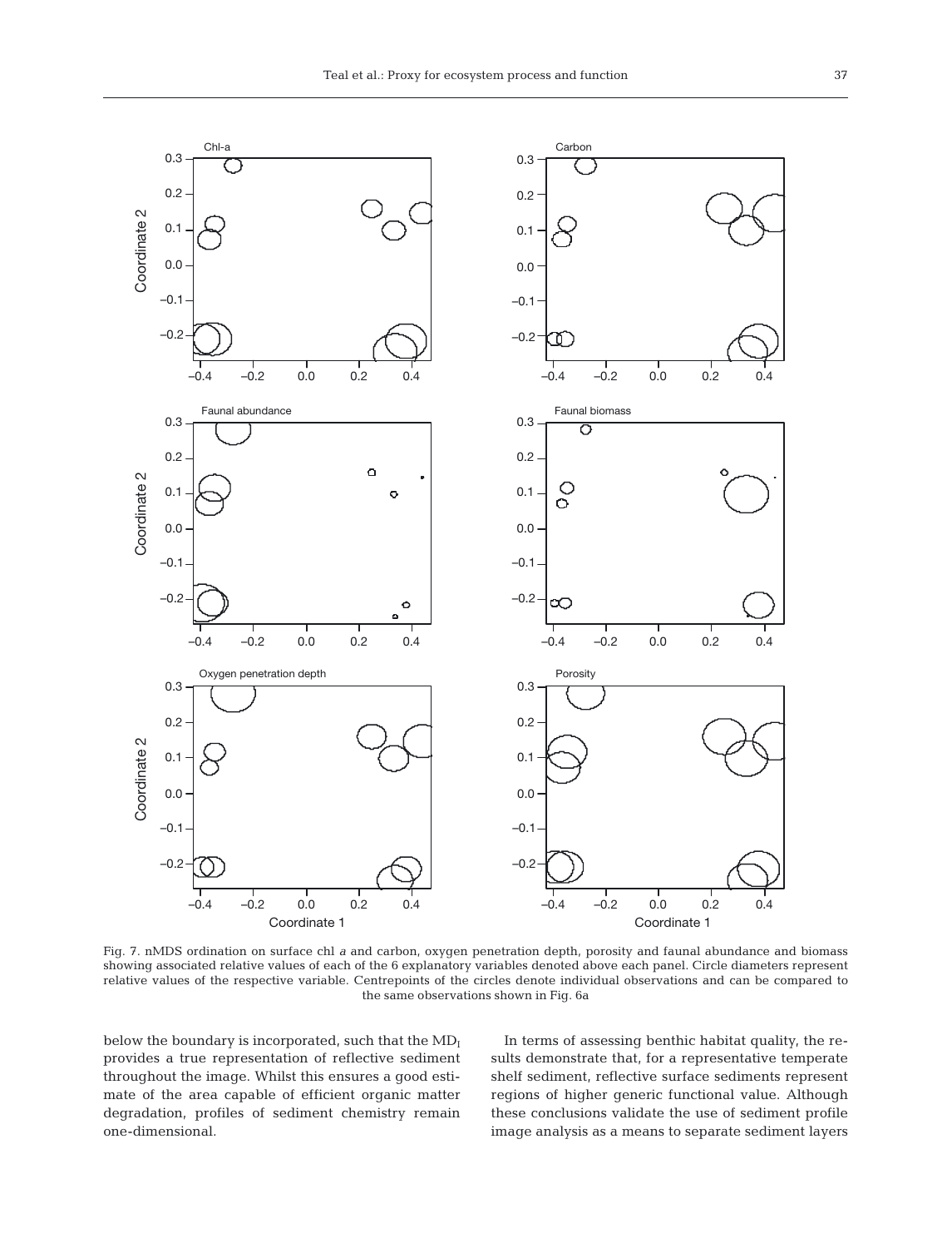Fig. 7. nMDS ordination on surface chl *a* and carbon, oxygen penetration depth, porosity and faunal abundance and biomass showing associated relative values of each of the 6 explanatory variables denoted above each panel. Circle diameters represent relative values of the respective variable. Centrepoints of the circles denote individual observations and can be compared to the same observations shown in Fig. 6a

below the boundary is incorporated, such that the $MD_I$ provides a true representation of reflective sediment throughout the image. Whilst this ensures a good estimate of the area capable of efficient organic matter degradation, profiles of sediment chemistry remain one-dimensional.

In terms of assessing benthic habitat quality, the results demonstrate that, for a representative temperate shelf sediment, reflective surface sediments represent regions of higher generic functional value. Although these conclusions validate the use of sediment profile image analysis as a means to separate sediment layers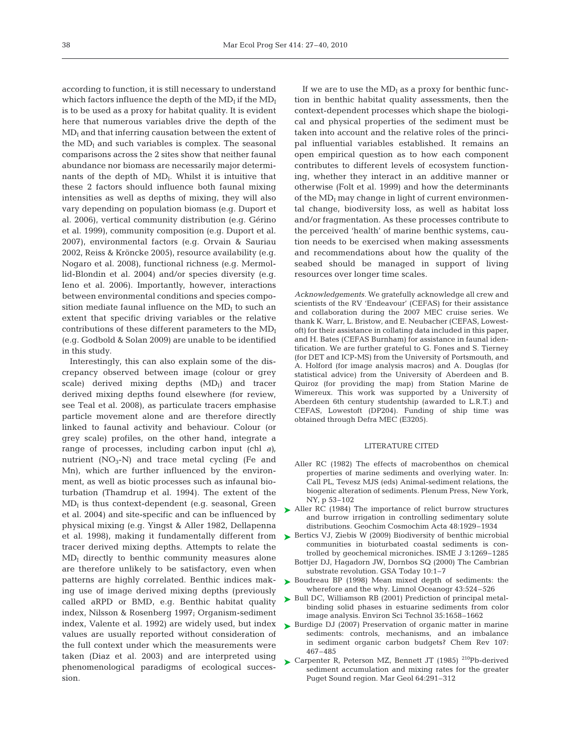according to function, it is still necessary to understand which factors influence the depth of the $MD_I$ if the $MD_I$ is to be used as a proxy for habitat quality. It is evident here that numerous variables drive the depth of the $MD_I$ and that inferring causation between the extent of the $MD_I$ and such variables is complex. The seasonal comparisons across the 2 sites show that neither faunal abundance nor biomass are necessarily major determinants of the depth of $MD_I$. Whilst it is intuitive that these 2 factors should influence both faunal mixing intensities as well as depths of mixing, they will also vary depending on population biomass (e.g. Duport et al. 2006), vertical community distribution (e.g. Gérino et al. 1999), community composition (e.g. Duport et al. 2007), environmental factors (e.g. Orvain & Sauriau 2002, Reiss & Kröncke 2005), resource availability (e.g. Nogaro et al. 2008), functional richness (e.g. Mermillod-Blondin et al. 2004) and/or species diversity (e.g. Ieno et al. 2006). Importantly, however, interactions between environmental conditions and species composition mediate faunal influence on the $MD_I$ to such an extent that specific driving variables or the relative contributions of these different parameters to the $MD_I$ (e.g. Godbold & Solan 2009) are unable to be identified in this study.

Interestingly, this can also explain some of the discrepancy observed between image (colour or grey scale) derived mixing depths ($MD_I$) and tracer derived mixing depths found elsewhere (for review, see Teal et al. 2008), as particulate tracers emphasise particle movement alone and are therefore directly linked to faunal activity and behaviour. Colour (or grey scale) profiles, on the other hand, integrate a range of processes, including carbon input (chl *a*), nutrient ($NO_3$-N) and trace metal cycling (Fe and Mn), which are further influenced by the environment, as well as biotic processes such as infaunal bioturbation (Thamdrup et al. 1994). The extent of the $MD_I$ is thus context-dependent (e.g. seasonal, Green et al. 2004) and site-specific and can be influenced by physical mixing (e.g. Yingst & Aller 1982, Dellapenna et al. 1998), making it fundamentally different from tracer derived mixing depths. Attempts to relate the $MD_I$ directly to benthic community measures alone are therefore unlikely to be satisfactory, even when patterns are highly correlated. Benthic indices making use of image derived mixing depths (previously called aRPD or BMD, e.g. Benthic habitat quality index, Nilsson & Rosenberg 1997; Organism-sediment index, Valente et al. 1992) are widely used, but index values are usually reported without consideration of the full context under which the measurements were taken (Diaz et al. 2003) and are interpreted using phenomenological paradigms of ecological succession.

If we are to use the $MD_I$ as a proxy for benthic function in benthic habitat quality assessments, then the context-dependent processes which shape the biological and physical properties of the sediment must be taken into account and the relative roles of the principal influential variables established. It remains an open empirical question as to how each component contributes to different levels of ecosystem functioning, whether they interact in an additive manner or otherwise (Folt et al. 1999) and how the determinants of the $MD_I$ may change in light of current environmental change, biodiversity loss, as well as habitat loss and/or fragmentation. As these processes contribute to the perceived 'health' of marine benthic systems, caution needs to be exercised when making assessments and recommendations about how the quality of the seabed should be managed in support of living resources over longer time scales.

*Acknowledgements.* We gratefully acknowledge all crew and scientists of the RV 'Endeavour' (CEFAS) for their assistance and collaboration during the 2007 MEC cruise series. We thank K. Warr, L. Bristow, and E. Neubacher (CEFAS, Lowestoft) for their assistance in collating data included in this paper, and H. Bates (CEFAS Burnham) for assistance in faunal identification. We are further grateful to G. Fones and S. Tierney (for DET and ICP-MS) from the University of Portsmouth, and A. Holford (for image analysis macros) and A. Douglas (for statistical advice) from the University of Aberdeen and B. Quiroz (for providing the map) from Station Marine de Wimereux. This work was supported by a University of Aberdeen 6th century studentship (awarded to L.R.T.) and CEFAS, Lowestoft (DP204). Funding of ship time was obtained through Defra MEC (E3205).

## LITERATURE CITED

- Aller RC (1982) The effects of macrobenthos on chemical properties of marine sediments and overlying water. In: Call PL, Tevesz MJS (eds) Animal-sediment relations, the biogenic alteration of sediments. Plenum Press, New York, NY, p 53–102
- Aller RC (1984) The importance of relict burrow structures and burrow irrigation in controlling sedimentary solute distributions. Geochim Cosmochim Acta 48:1929–1934
- Bertics VJ, Ziebis W (2009) Biodiversity of benthic microbial communities in bioturbated coastal sediments is controlled by geochemical microniches. ISME J 3:1269–1285
- Bottjer DJ, Hagadorn JW, Dornbos SQ (2000) The Cambrian substrate revolution. GSA Today 10:1–7
- Boudreau BP (1998) Mean mixed depth of sediments: the wherefore and the why. Limnol Oceanogr 43:524–526
- Bull DC, Williamson RB (2001) Prediction of principal metal-binding solid phases in estuarine sediments from color image analysis. Environ Sci Technol 35:1658–1662
- Burdige DJ (2007) Preservation of organic matter in marine sediments: controls, mechanisms, and an imbalance in sediment organic carbon budgets? Chem Rev 107: 467–485
- Carpenter R, Peterson MZ, Bennett JT (1985) $^{210}$Pb-derived sediment accumulation and mixing rates for the greater Puget Sound region. Mar Geol 64:291–312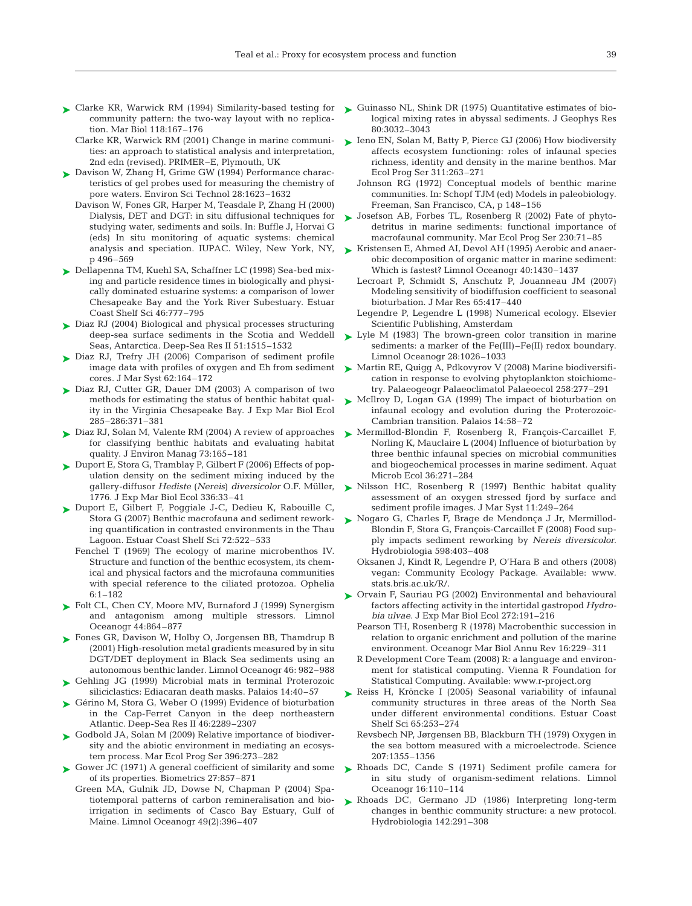Clarke KR, Warwick RM (1994) Similarity-based testing for community pattern: the two-way layout with no replication. Mar Biol 118:167–176

Clarke KR, Warwick RM (2001) Change in marine communities: an approach to statistical analysis and interpretation, 2nd edn (revised). PRIMER–E, Plymouth, UK

Davison W, Zhang H, Grime GW (1994) Performance characteristics of gel probes used for measuring the chemistry of pore waters. Environ Sci Technol 28:1623–1632

Davison W, Fones GR, Harper M, Teasdale P, Zhang H (2000) Dialysis, DET and DGT: in situ diffusional techniques for studying water, sediments and soils. In: Buffle J, Horvai G (eds) In situ monitoring of aquatic systems: chemical analysis and speciation. IUPAC. Wiley, New York, NY, p 496–569

Dellapenna TM, Kuehl SA, Schaffner LC (1998) Sea-bed mixing and particle residence times in biologically and physically dominated estuarine systems: a comparison of lower Chesapeake Bay and the York River Subestuary. Estuar Coast Shelf Sci 46:777–795

Diaz RJ (2004) Biological and physical processes structuring deep-sea surface sediments in the Scotia and Weddell Seas, Antarctica. Deep-Sea Res II 51:1515–1532

Diaz RJ, Trefry JH (2006) Comparison of sediment profile image data with profiles of oxygen and Eh from sediment cores. J Mar Syst 62:164–172

Diaz RJ, Cutter GR, Dauer DM (2003) A comparison of two methods for estimating the status of benthic habitat quality in the Virginia Chesapeake Bay. J Exp Mar Biol Ecol 285–286:371–381

Diaz RJ, Solan M, Valente RM (2004) A review of approaches for classifying benthic habitats and evaluating habitat quality. J Environ Manag 73:165–181

Duport E, Stora G, Tramblay P, Gilbert F (2006) Effects of population density on the sediment mixing induced by the gallery-diffusor *Hediste* (*Nereis*) *diversicolor* O.F. Müller, 1776. J Exp Mar Biol Ecol 336:33–41

Duport E, Gilbert F, Poggiale J-C, Dedieu K, Rabouille C, Stora G (2007) Benthic macrofauna and sediment reworking quantification in contrasted environments in the Thau Lagoon. Estuar Coast Shelf Sci 72:522–533

Fenchel T (1969) The ecology of marine microbenthos IV. Structure and function of the benthic ecosystem, its chemical and physical factors and the microfauna communities with special reference to the ciliated protozoa. Ophelia 6:1–182

Folt CL, Chen CY, Moore MV, Burnaford J (1999) Synergism and antagonism among multiple stressors. Limnol Oceanogr 44:864–877

Fones GR, Davison W, Holby O, Jorgensen BB, Thamdrup B (2001) High-resolution metal gradients measured by in situ DGT/DET deployment in Black Sea sediments using an autonomous benthic lander. Limnol Oceanogr 46: 982–988

Gehling JG (1999) Microbial mats in terminal Proterozoic siliciclastics: Ediacaran death masks. Palaios 14:40–57

Gérino M, Stora G, Weber O (1999) Evidence of bioturbation in the Cap-Ferret Canyon in the deep northeastern Atlantic. Deep-Sea Res II 46:2289–2307

Godbold JA, Solan M (2009) Relative importance of biodiversity and the abiotic environment in mediating an ecosystem process. Mar Ecol Prog Ser 396:273–282

Gower JC (1971) A general coefficient of similarity and some of its properties. Biometrics 27:857–871

Green MA, Gulnik JD, Dowse N, Chapman P (2004) Spatiotemporal patterns of carbon remineralisation and bio-irrigation in sediments of Casco Bay Estuary, Gulf of Maine. Limnol Oceanogr 49(2):396–407

Guinasso NL, Shink DR (1975) Quantitative estimates of biological mixing rates in abyssal sediments. J Geophys Res 80:3032–3043

Ieno EN, Solan M, Batty P, Pierce GJ (2006) How biodiversity affects ecosystem functioning: roles of infaunal species richness, identity and density in the marine benthos. Mar Ecol Prog Ser 311:263–271

Johnson RG (1972) Conceptual models of benthic marine communities. In: Schopf TJM (ed) Models in paleobiology. Freeman, San Francisco, CA, p 148–156

Josefson AB, Forbes TL, Rosenberg R (2002) Fate of phytodetritus in marine sediments: functional importance of macrofaunal community. Mar Ecol Prog Ser 230:71–85

Kristensen E, Ahmed AI, Devol AH (1995) Aerobic and anaerobic decomposition of organic matter in marine sediment: Which is fastest? Limnol Oceanogr 40:1430–1437

Lecroart P, Schmidt S, Anschutz P, Jouanneau JM (2007) Modeling sensitivity of biodiffusion coefficient to seasonal bioturbation. J Mar Res 65:417–440

Legendre P, Legendre L (1998) Numerical ecology. Elsevier Scientific Publishing, Amsterdam

Lyle M (1983) The brown-green color transition in marine sediments: a marker of the Fe(III)–Fe(II) redox boundary. Limnol Oceanogr 28:1026–1033

Martin RE, Quigg A, Pdkovyrov V (2008) Marine biodiversification in response to evolving phytoplankton stoichiometry. Palaeogeogr Palaeoclimatol Palaeoecol 258:277–291

McIlroy D, Logan GA (1999) The impact of bioturbation on infaunal ecology and evolution during the Proterozoic-Cambrian transition. Palaios 14:58–72

Mermillod-Blondin F, Rosenberg R, François-Carcaillet F, Norling K, Mauclaire L (2004) Influence of bioturbation by three benthic infaunal species on microbial communities and biogeochemical processes in marine sediment. Aquat Microb Ecol 36:271–284

Nilsson HC, Rosenberg R (1997) Benthic habitat quality assessment of an oxygen stressed fjord by surface and sediment profile images. J Mar Syst 11:249–264

Nogaro G, Charles F, Brage de Mendonça J Jr, Mermillod-Blondin F, Stora G, François-Carcaillet F (2008) Food supply impacts sediment reworking by *Nereis diversicolor*. Hydrobiologia 598:403–408

Oksanen J, Kindt R, Legendre P, O'Hara B and others (2008) vegan: Community Ecology Package. Available: www.stats.bris.ac.uk/R/.

Orvain F, Sauriau PG (2002) Environmental and behavioural factors affecting activity in the intertidal gastropod *Hydrobia ulvae*. J Exp Mar Biol Ecol 272:191–216

Pearson TH, Rosenberg R (1978) Macrobenthic succession in relation to organic enrichment and pollution of the marine environment. Oceanogr Mar Biol Annu Rev 16:229–311

R Development Core Team (2008) R: a language and environment for statistical computing. Vienna R Foundation for Statistical Computing. Available: www.r-project.org

Reiss H, Kröncke I (2005) Seasonal variability of infaunal community structures in three areas of the North Sea under different environmental conditions. Estuar Coast Shelf Sci 65:253–274

Revsbech NP, Jørgensen BB, Blackburn TH (1979) Oxygen in the sea bottom measured with a microelectrode. Science 207:1355–1356

Rhoads DC, Cande S (1971) Sediment profile camera for in situ study of organism-sediment relations. Limnol Oceanogr 16:110–114

Rhoads DC, Germano JD (1986) Interpreting long-term changes in benthic community structure: a new protocol. Hydrobiologia 142:291–308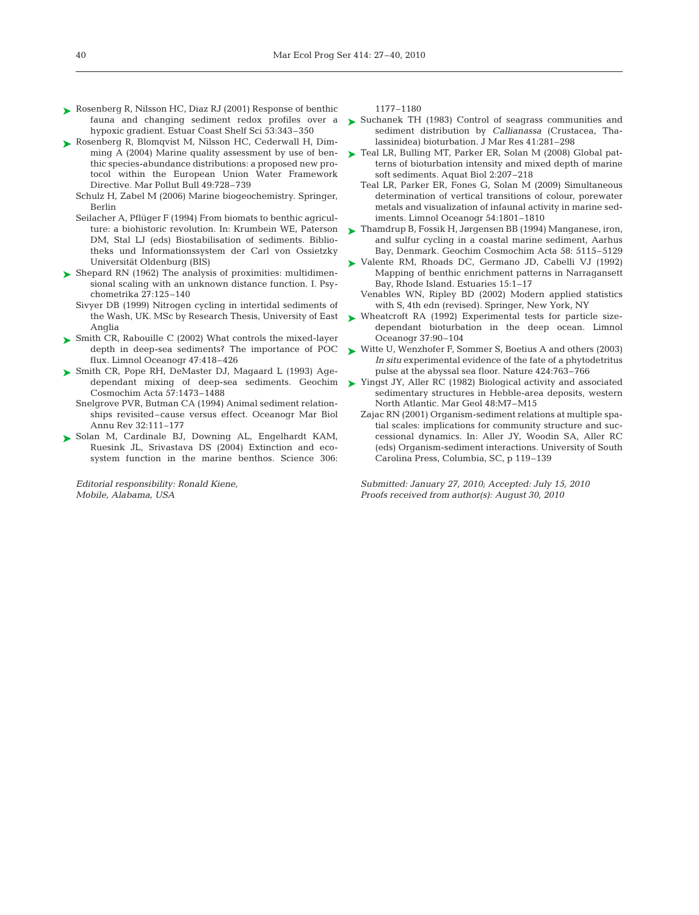Rosenberg R, Nilsson HC, Diaz RJ (2001) Response of benthic fauna and changing sediment redox profiles over a hypoxic gradient. Estuar Coast Shelf Sci 53:343–350

Rosenberg R, Blomqvist M, Nilsson HC, Cederwall H, Dimming A (2004) Marine quality assessment by use of benthic species-abundance distributions: a proposed new protocol within the European Union Water Framework Directive. Mar Pollut Bull 49:728–739

Schulz H, Zabel M (2006) Marine biogeochemistry. Springer, Berlin

Seilacher A, Pflüger F (1994) From biomats to benthic agriculture: a biohistoric revolution. In: Krumbein WE, Paterson DM, Stal LJ (eds) Biostabilisation of sediments. Bibliotheks und Informationssystem der Carl von Ossietzky Universität Oldenburg (BIS)

Shepard RN (1962) The analysis of proximities: multidimensional scaling with an unknown distance function. I. Psychometrika 27:125–140

Sivyer DB (1999) Nitrogen cycling in intertidal sediments of the Wash, UK. MSc by Research Thesis, University of East Anglia

Smith CR, Rabouille C (2002) What controls the mixed-layer depth in deep-sea sediments? The importance of POC flux. Limnol Oceanogr 47:418–426

Smith CR, Pope RH, DeMaster DJ, Magaard L (1993) Age-dependant mixing of deep-sea sediments. Geochim Cosmochim Acta 57:1473–1488

Snelgrove PVR, Butman CA (1994) Animal sediment relationships revisited–cause versus effect. Oceanogr Mar Biol Annu Rev 32:111–177

Solan M, Cardinale BJ, Downing AL, Engelhardt KAM, Ruesink JL, Srivastava DS (2004) Extinction and ecosystem function in the marine benthos. Science 306: 1177–1180

Suchanek TH (1983) Control of seagrass communities and sediment distribution by *Callianassa* (Crustacea, Thalassinidea) bioturbation. J Mar Res 41:281–298

Teal LR, Bulling MT, Parker ER, Solan M (2008) Global patterns of bioturbation intensity and mixed depth of marine soft sediments. Aquat Biol 2:207–218

Teal LR, Parker ER, Fones G, Solan M (2009) Simultaneous determination of vertical transitions of colour, porewater metals and visualization of infaunal activity in marine sediments. Limnol Oceanogr 54:1801–1810

Thamdrup B, Fossik H, Jørgensen BB (1994) Manganese, iron, and sulfur cycling in a coastal marine sediment, Aarhus Bay, Denmark. Geochim Cosmochim Acta 58: 5115–5129

Valente RM, Rhoads DC, Germano JD, Cabelli VJ (1992) Mapping of benthic enrichment patterns in Narragansett Bay, Rhode Island. Estuaries 15:1–17

Venables WN, Ripley BD (2002) Modern applied statistics with S, 4th edn (revised). Springer, New York, NY

Wheatcroft RA (1992) Experimental tests for particle size-dependant bioturbation in the deep ocean. Limnol Oceanogr 37:90–104

Witte U, Wenzhofer F, Sommer S, Boetius A and others (2003) *In situ* experimental evidence of the fate of a phytodetritus pulse at the abyssal sea floor. Nature 424:763–766

Yingst JY, Aller RC (1982) Biological activity and associated sedimentary structures in Hebble-area deposits, western North Atlantic. Mar Geol 48:M7–M15

Zajac RN (2001) Organism-sediment relations at multiple spatial scales: implications for community structure and successional dynamics. In: Aller JY, Woodin SA, Aller RC (eds) Organism-sediment interactions. University of South Carolina Press, Columbia, SC, p 119–139

*Editorial responsibility: Ronald Kiene, Mobile, Alabama, USA*

*Submitted: January 27, 2010; Accepted: July 15, 2010*
*Proofs received from author(s): August 30, 2010*